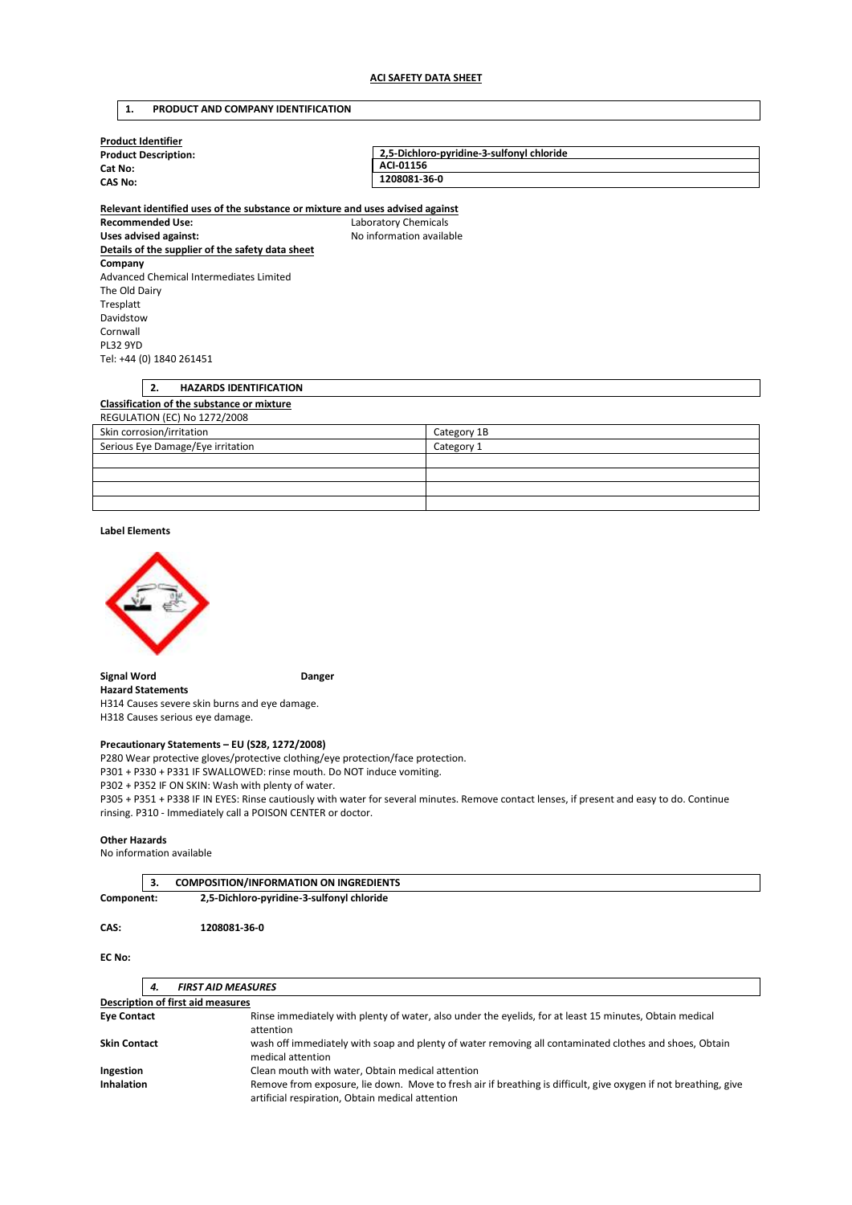# ACI SAFETY DATA SHEET

## 1. PRODUCT AND COMPANY IDENTIFICATION

**Product Identifier**

| | |
|---|---|
| **Product Description:** | **2,5-Dichloro-pyridine-3-sulfonyl chloride** |
| **Cat No:** | **ACI-01156** |
| **CAS No:** | **1208081-36-0** |

**Relevant identified uses of the substance or mixture and uses advised against**

**Recommended Use:** Laboratory Chemicals
**Uses advised against:** No information available

**Details of the supplier of the safety data sheet**

**Company**
Advanced Chemical Intermediates Limited
The Old Dairy
Tresplatt
Davidstow
Cornwall
PL32 9YD
Tel: +44 (0) 1840 261451

## 2. HAZARDS IDENTIFICATION

**Classification of the substance or mixture**

REGULATION (EC) No 1272/2008

| | |
|---|---|
| Skin corrosion/irritation | Category 1B |
| Serious Eye Damage/Eye irritation | Category 1 |
| | |
| | |
| | |
| | |

**Label Elements**

**Signal Word** **Danger**

**Hazard Statements**
H314 Causes severe skin burns and eye damage.
H318 Causes serious eye damage.

**Precautionary Statements – EU (S28, 1272/2008)**
P280 Wear protective gloves/protective clothing/eye protection/face protection.
P301 + P330 + P331 IF SWALLOWED: rinse mouth. Do NOT induce vomiting.
P302 + P352 IF ON SKIN: Wash with plenty of water.
P305 + P351 + P338 IF IN EYES: Rinse cautiously with water for several minutes. Remove contact lenses, if present and easy to do. Continue rinsing. P310 - Immediately call a POISON CENTER or doctor.

**Other Hazards**
No information available

## 3. COMPOSITION/INFORMATION ON INGREDIENTS

**Component:** **2,5-Dichloro-pyridine-3-sulfonyl chloride**

**CAS:** **1208081-36-0**

**EC No:**

## 4. *FIRST AID MEASURES*

**Description of first aid measures**

| | |
|---|---|
| **Eye Contact** | Rinse immediately with plenty of water, also under the eyelids, for at least 15 minutes, Obtain medical attention |
| **Skin Contact** | wash off immediately with soap and plenty of water removing all contaminated clothes and shoes, Obtain medical attention |
| **Ingestion** | Clean mouth with water, Obtain medical attention |
| **Inhalation** | Remove from exposure, lie down. Move to fresh air if breathing is difficult, give oxygen if not breathing, give artificial respiration, Obtain medical attention |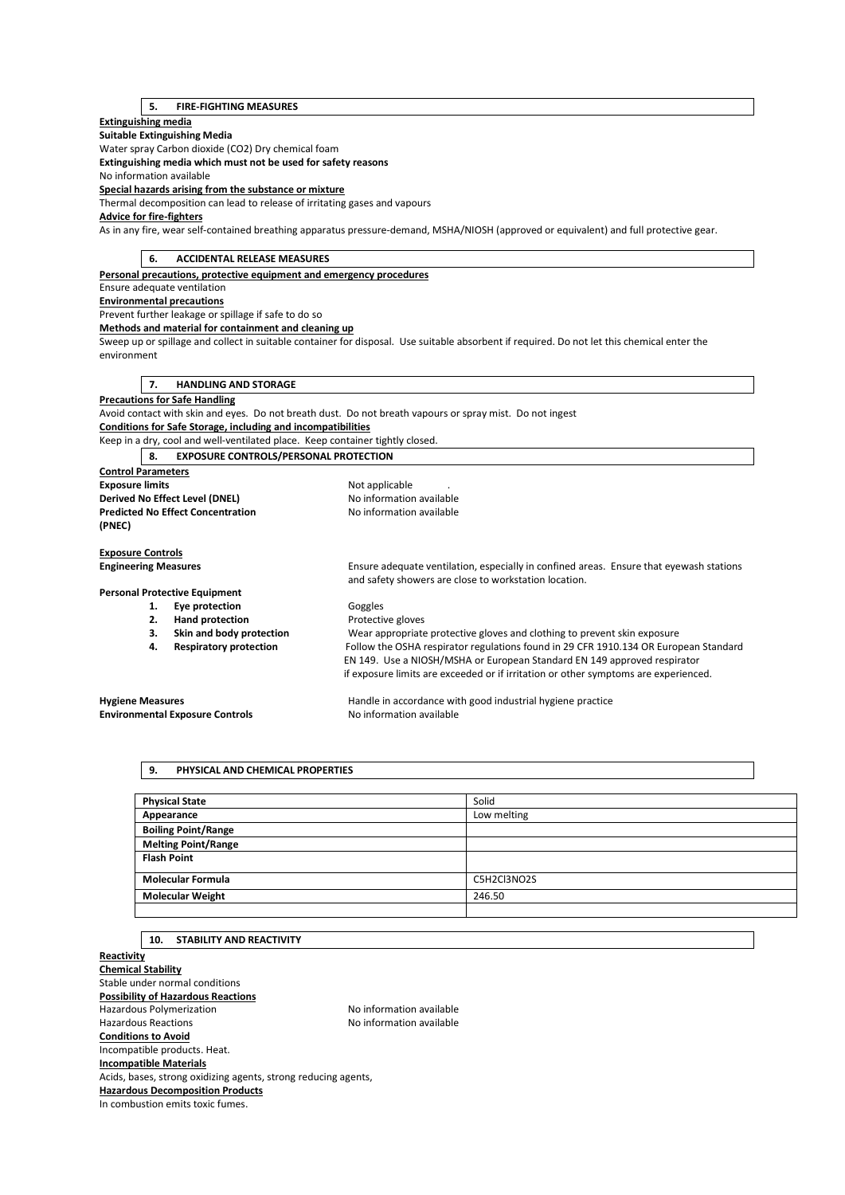## 5. FIRE-FIGHTING MEASURES

**Extinguishing media**

**Suitable Extinguishing Media**

Water spray Carbon dioxide ($CO_2$) Dry chemical foam

**Extinguishing media which must not be used for safety reasons**

No information available

**Special hazards arising from the substance or mixture**

Thermal decomposition can lead to release of irritating gases and vapours

**Advice for fire-fighters**

As in any fire, wear self-contained breathing apparatus pressure-demand, MSHA/NIOSH (approved or equivalent) and full protective gear.

## 6. ACCIDENTAL RELEASE MEASURES

**Personal precautions, protective equipment and emergency procedures**

Ensure adequate ventilation

**Environmental precautions**

Prevent further leakage or spillage if safe to do so

**Methods and material for containment and cleaning up**

Sweep up or spillage and collect in suitable container for disposal. Use suitable absorbent if required. Do not let this chemical enter the environment

## 7. HANDLING AND STORAGE

**Precautions for Safe Handling**

Avoid contact with skin and eyes. Do not breath dust. Do not breath vapours or spray mist. Do not ingest

**Conditions for Safe Storage, including and incompatibilities**

Keep in a dry, cool and well-ventilated place. Keep container tightly closed.

## 8. EXPOSURE CONTROLS/PERSONAL PROTECTION

**Control Parameters**

**Exposure limits** Not applicable .

**Derived No Effect Level (DNEL)** No information available

**Predicted No Effect Concentration (PNEC)** No information available

**Exposure Controls**

**Engineering Measures** Ensure adequate ventilation, especially in confined areas. Ensure that eyewash stations and safety showers are close to workstation location.

**Personal Protective Equipment**

1. **Eye protection** Goggles
2. **Hand protection** Protective gloves
3. **Skin and body protection** Wear appropriate protective gloves and clothing to prevent skin exposure
4. **Respiratory protection** Follow the OSHA respirator regulations found in 29 CFR 1910.134 OR European Standard EN 149. Use a NIOSH/MSHA or European Standard EN 149 approved respirator if exposure limits are exceeded or if irritation or other symptoms are experienced.

**Hygiene Measures** Handle in accordance with good industrial hygiene practice

**Environmental Exposure Controls** No information available

## 9. PHYSICAL AND CHEMICAL PROPERTIES

| **Physical State** | Solid |
|---|---|
| **Appearance** | Low melting |
| **Boiling Point/Range** | |
| **Melting Point/Range** | |
| **Flash Point** | |
| **Molecular Formula** | $C_5H_2Cl_3NO_2S$ |
| **Molecular Weight** | 246.50 |
| | |

## 10. STABILITY AND REACTIVITY

**Reactivity**

**Chemical Stability**

Stable under normal conditions

**Possibility of Hazardous Reactions**

Hazardous Polymerization No information available

Hazardous Reactions No information available

**Conditions to Avoid**

Incompatible products. Heat.

**Incompatible Materials**

Acids, bases, strong oxidizing agents, strong reducing agents,

**Hazardous Decomposition Products**

In combustion emits toxic fumes.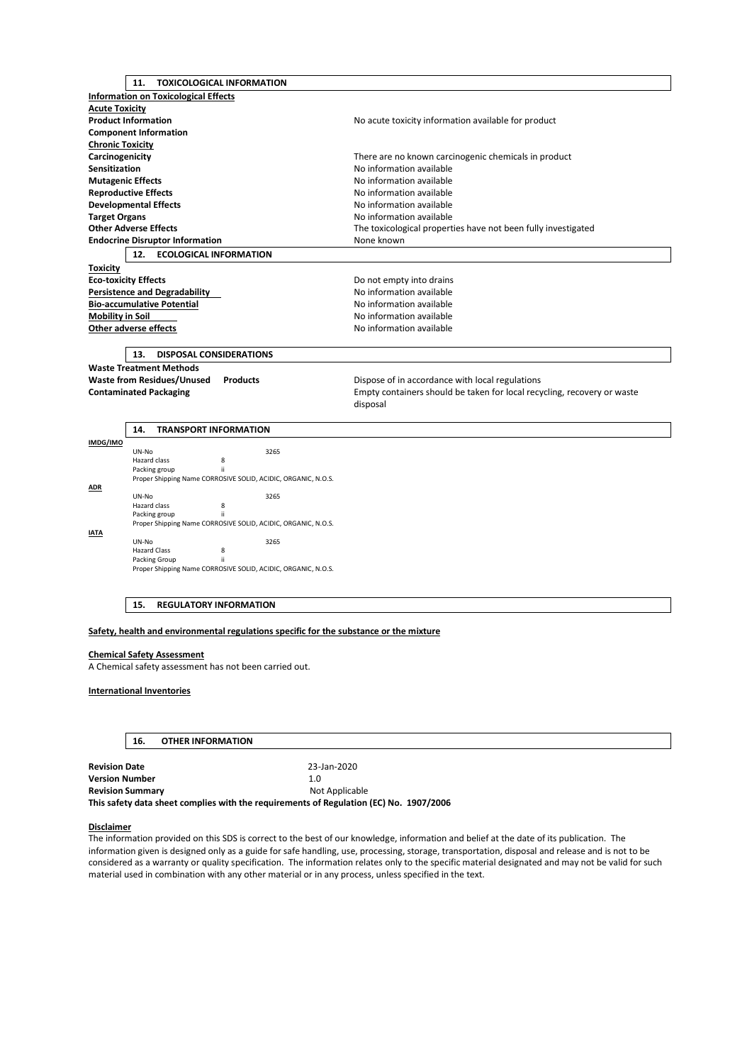## 11. TOXICOLOGICAL INFORMATION

**Information on Toxicological Effects**

**Acute Toxicity**

| | |
|---|---|
| **Product Information** | No acute toxicity information available for product |
| **Component Information** | |

**Chronic Toxicity**

| | |
|---|---|
| **Carcinogenicity** | There are no known carcinogenic chemicals in product |
| **Sensitization** | No information available |
| **Mutagenic Effects** | No information available |
| **Reproductive Effects** | No information available |
| **Developmental Effects** | No information available |
| **Target Organs** | No information available |
| **Other Adverse Effects** | The toxicological properties have not been fully investigated |
| **Endocrine Disruptor Information** | None known |

## 12. ECOLOGICAL INFORMATION

**Toxicity**

| | |
|---|---|
| **Eco-toxicity Effects** | Do not empty into drains |
| **Persistence and Degradability** | No information available |
| **Bio-accumulative Potential** | No information available |
| **Mobility in Soil** | No information available |
| **Other adverse effects** | No information available |

## 13. DISPOSAL CONSIDERATIONS

**Waste Treatment Methods**

| | |
|---|---|
| **Waste from Residues/Unused Products** | Dispose of in accordance with local regulations |
| **Contaminated Packaging** | Empty containers should be taken for local recycling, recovery or waste disposal |

## 14. TRANSPORT INFORMATION

**IMDG/IMO**

UN-No 3265
Hazard class 8
Packing group ii
Proper Shipping Name CORROSIVE SOLID, ACIDIC, ORGANIC, N.O.S.

**ADR**

UN-No 3265
Hazard class 8
Packing group ii
Proper Shipping Name CORROSIVE SOLID, ACIDIC, ORGANIC, N.O.S.

**IATA**

UN-No 3265
Hazard Class 8
Packing Group ii
Proper Shipping Name CORROSIVE SOLID, ACIDIC, ORGANIC, N.O.S.

## 15. REGULATORY INFORMATION

**Safety, health and environmental regulations specific for the substance or the mixture**

**Chemical Safety Assessment**

A Chemical safety assessment has not been carried out.

**International Inventories**

## 16. OTHER INFORMATION

| | |
|---|---|
| **Revision Date** | 23-Jan-2020 |
| **Version Number** | 1.0 |
| **Revision Summary** | Not Applicable |

**This safety data sheet complies with the requirements of Regulation (EC) No. 1907/2006**

**Disclaimer**

The information provided on this SDS is correct to the best of our knowledge, information and belief at the date of its publication. The information given is designed only as a guide for safe handling, use, processing, storage, transportation, disposal and release and is not to be considered as a warranty or quality specification. The information relates only to the specific material designated and may not be valid for such material used in combination with any other material or in any process, unless specified in the text.